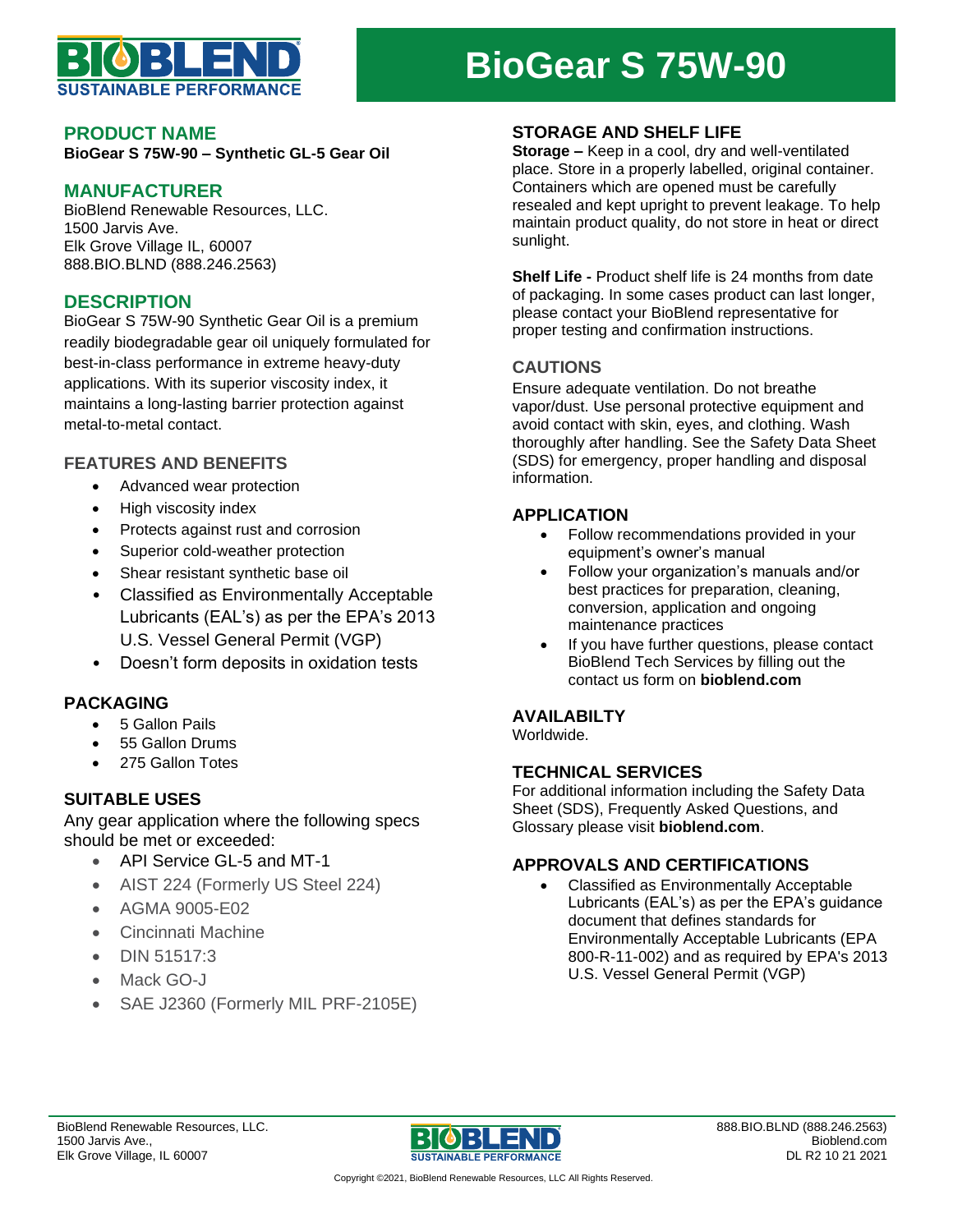# BioGear S 75W-90

## PRODUCT NAME

**BioGear S 75W-90 – Synthetic GL-5 Gear Oil**

## MANUFACTURER

BioBlend Renewable Resources, LLC.
1500 Jarvis Ave.
Elk Grove Village IL, 60007
888.BIO.BLND (888.246.2563)

## DESCRIPTION

BioGear S 75W-90 Synthetic Gear Oil is a premium readily biodegradable gear oil uniquely formulated for best-in-class performance in extreme heavy-duty applications. With its superior viscosity index, it maintains a long-lasting barrier protection against metal-to-metal contact.

### FEATURES AND BENEFITS

- Advanced wear protection
- High viscosity index
- Protects against rust and corrosion
- Superior cold-weather protection
- Shear resistant synthetic base oil
- Classified as Environmentally Acceptable Lubricants (EAL's) as per the EPA's 2013 U.S. Vessel General Permit (VGP)
- Doesn't form deposits in oxidation tests

## PACKAGING

- 5 Gallon Pails
- 55 Gallon Drums
- 275 Gallon Totes

## SUITABLE USES

Any gear application where the following specs should be met or exceeded:

- API Service GL-5 and MT-1
- AIST 224 (Formerly US Steel 224)
- AGMA 9005-E02
- Cincinnati Machine
- DIN 51517:3
- Mack GO-J
- SAE J2360 (Formerly MIL PRF-2105E)

## STORAGE AND SHELF LIFE

**Storage –** Keep in a cool, dry and well-ventilated place. Store in a properly labelled, original container. Containers which are opened must be carefully resealed and kept upright to prevent leakage. To help maintain product quality, do not store in heat or direct sunlight.

**Shelf Life -** Product shelf life is 24 months from date of packaging. In some cases product can last longer, please contact your BioBlend representative for proper testing and confirmation instructions.

### CAUTIONS

Ensure adequate ventilation. Do not breathe vapor/dust. Use personal protective equipment and avoid contact with skin, eyes, and clothing. Wash thoroughly after handling. See the Safety Data Sheet (SDS) for emergency, proper handling and disposal information.

## APPLICATION

- Follow recommendations provided in your equipment's owner's manual
- Follow your organization's manuals and/or best practices for preparation, cleaning, conversion, application and ongoing maintenance practices
- If you have further questions, please contact BioBlend Tech Services by filling out the contact us form on **bioblend.com**

## AVAILABILTY

Worldwide.

## TECHNICAL SERVICES

For additional information including the Safety Data Sheet (SDS), Frequently Asked Questions, and Glossary please visit **bioblend.com**.

## APPROVALS AND CERTIFICATIONS

- Classified as Environmentally Acceptable Lubricants (EAL's) as per the EPA's guidance document that defines standards for Environmentally Acceptable Lubricants (EPA 800-R-11-002) and as required by EPA's 2013 U.S. Vessel General Permit (VGP)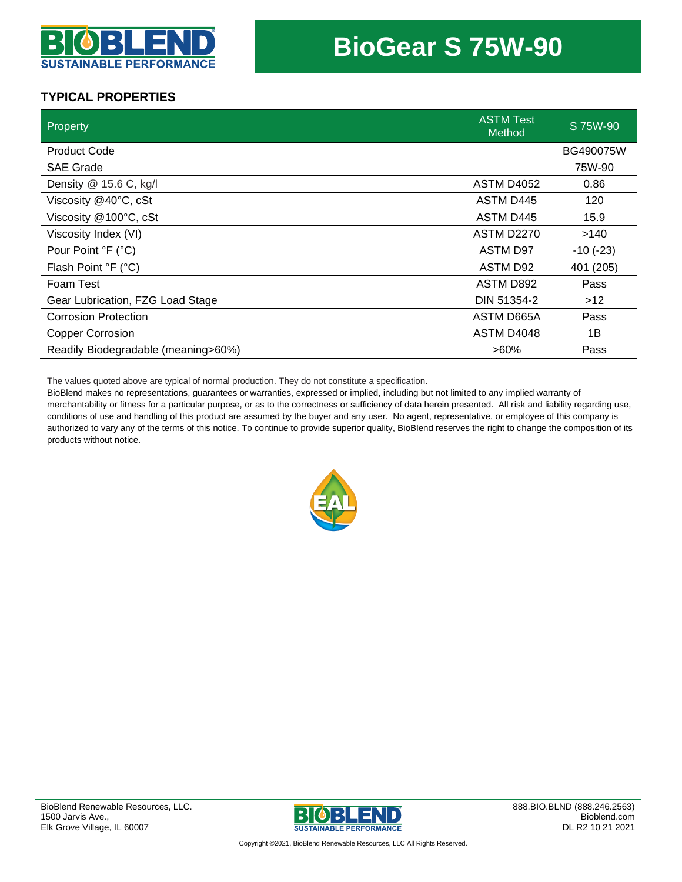# BioGear S 75W-90

## TYPICAL PROPERTIES

| Property | ASTM Test Method | S 75W-90 |
|---|---|---|
| Product Code | | BG490075W |
| SAE Grade | | 75W-90 |
| Density @ 15.6 C, kg/l | ASTM D4052 | 0.86 |
| Viscosity @40°C, cSt | ASTM D445 | 120 |
| Viscosity @100°C, cSt | ASTM D445 | 15.9 |
| Viscosity Index (VI) | ASTM D2270 | >140 |
| Pour Point °F (°C) | ASTM D97 | -10 (-23) |
| Flash Point °F (°C) | ASTM D92 | 401 (205) |
| Foam Test | ASTM D892 | Pass |
| Gear Lubrication, FZG Load Stage | DIN 51354-2 | >12 |
| Corrosion Protection | ASTM D665A | Pass |
| Copper Corrosion | ASTM D4048 | 1B |
| Readily Biodegradable (meaning>60%) | >60% | Pass |

The values quoted above are typical of normal production. They do not constitute a specification.

BioBlend makes no representations, guarantees or warranties, expressed or implied, including but not limited to any implied warranty of merchantability or fitness for a particular purpose, or as to the correctness or sufficiency of data herein presented. All risk and liability regarding use, conditions of use and handling of this product are assumed by the buyer and any user. No agent, representative, or employee of this company is authorized to vary any of the terms of this notice. To continue to provide superior quality, BioBlend reserves the right to change the composition of its products without notice.

BioBlend Renewable Resources, LLC.
1500 Jarvis Ave.,
Elk Grove Village, IL 60007

888.BIO.BLND (888.246.2563)
Bioblend.com
DL R2 10 21 2021

Copyright ©2021, BioBlend Renewable Resources, LLC All Rights Reserved.